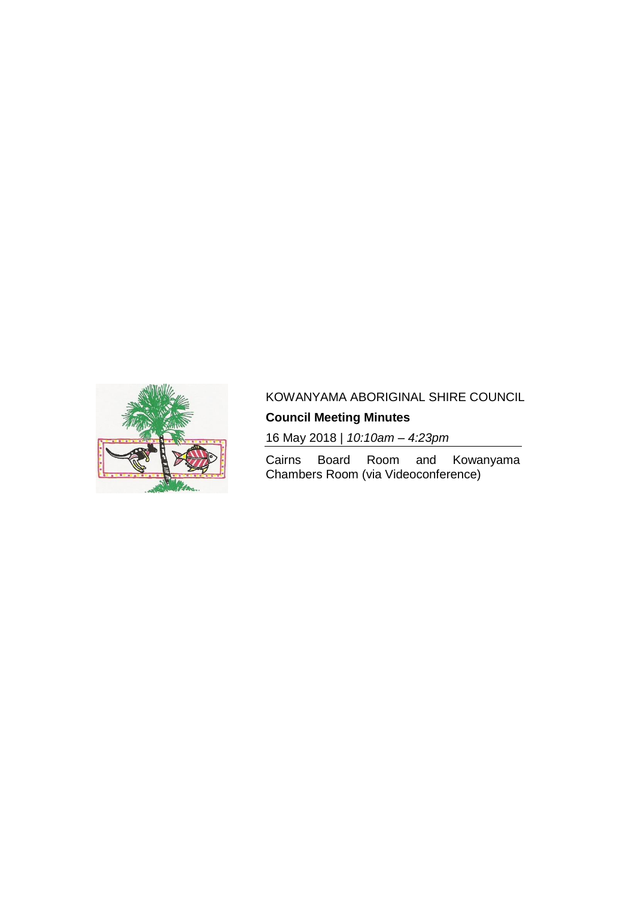KOWANYAMA ABORIGINAL SHIRE COUNCIL

**Council Meeting Minutes**

16 May 2018 | *10:10am – 4:23pm*

Cairns Board Room and Kowanyama Chambers Room (via Videoconference)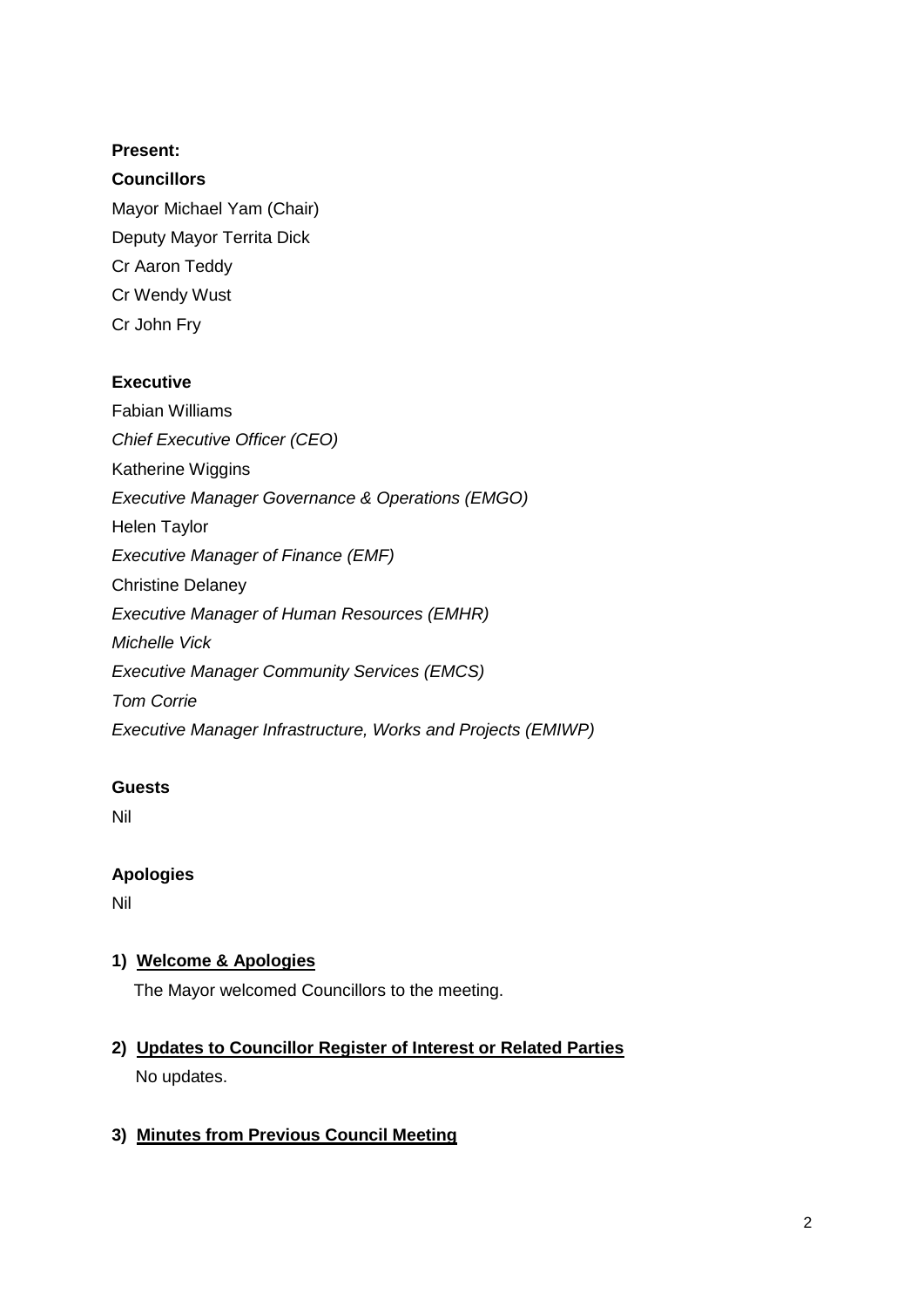**Present:**

**Councillors**

Mayor Michael Yam (Chair)

Deputy Mayor Territa Dick

Cr Aaron Teddy

Cr Wendy Wust

Cr John Fry

**Executive**

Fabian Williams

*Chief Executive Officer (CEO)*

Katherine Wiggins

*Executive Manager Governance & Operations (EMGO)*

Helen Taylor

*Executive Manager of Finance (EMF)*

Christine Delaney

*Executive Manager of Human Resources (EMHR)*

*Michelle Vick*

*Executive Manager Community Services (EMCS)*

*Tom Corrie*

*Executive Manager Infrastructure, Works and Projects (EMIWP)*

**Guests**

Nil

**Apologies**

Nil

1) **Welcome & Apologies**

   The Mayor welcomed Councillors to the meeting.

2) **Updates to Councillor Register of Interest or Related Parties**

   No updates.

3) **Minutes from Previous Council Meeting**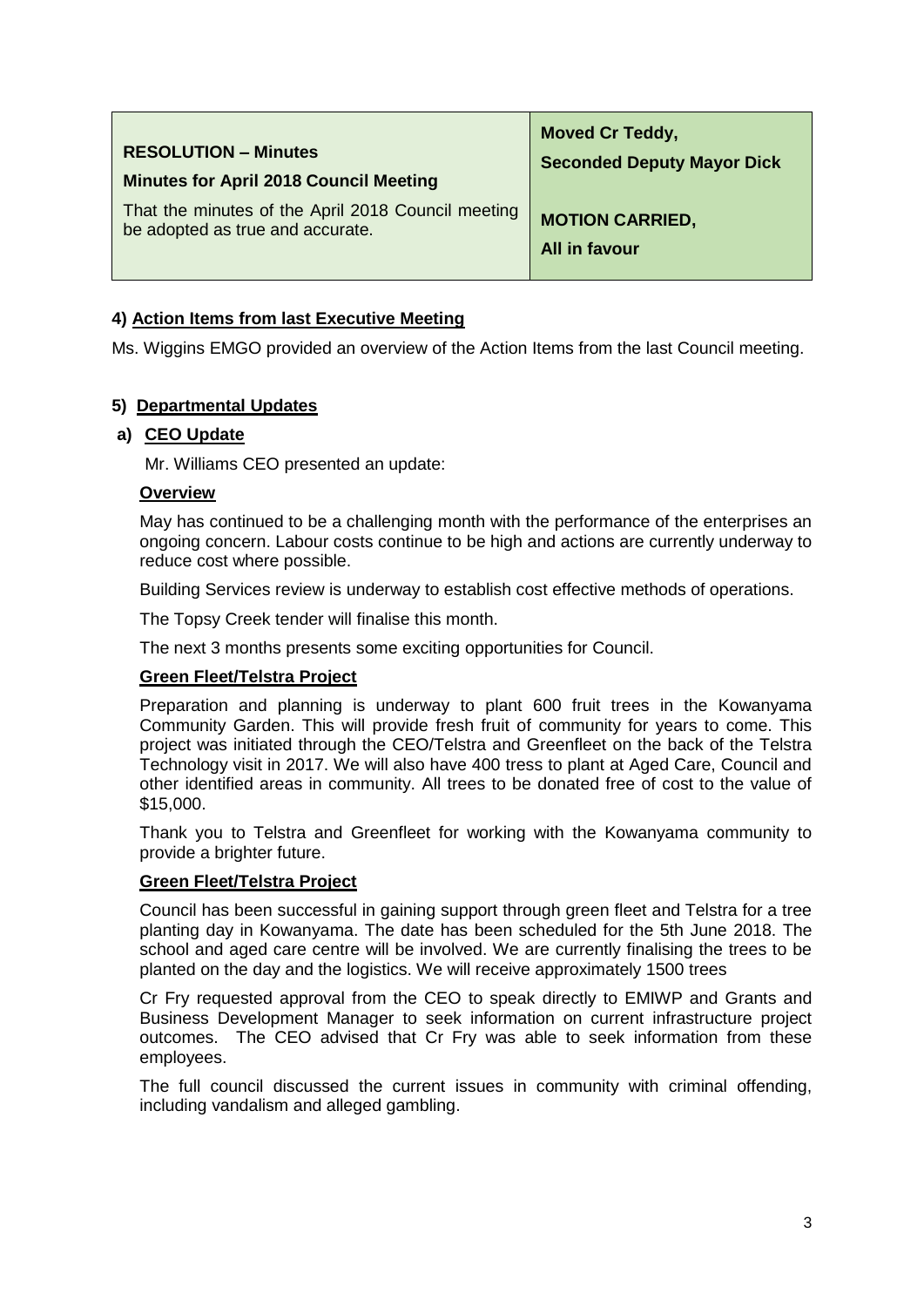| RESOLUTION – Minutes<br>**Minutes for April 2018 Council Meeting**<br>That the minutes of the April 2018 Council meeting be adopted as true and accurate. | **Moved Cr Teddy,**<br>**Seconded Deputy Mayor Dick**<br><br>**MOTION CARRIED,**<br>**All in favour** |
|---|---|

## 4) Action Items from last Executive Meeting

Ms. Wiggins EMGO provided an overview of the Action Items from the last Council meeting.

## 5) Departmental Updates

### a) CEO Update

Mr. Williams CEO presented an update:

**Overview**

May has continued to be a challenging month with the performance of the enterprises an ongoing concern. Labour costs continue to be high and actions are currently underway to reduce cost where possible.

Building Services review is underway to establish cost effective methods of operations.

The Topsy Creek tender will finalise this month.

The next 3 months presents some exciting opportunities for Council.

**Green Fleet/Telstra Project**

Preparation and planning is underway to plant 600 fruit trees in the Kowanyama Community Garden. This will provide fresh fruit of community for years to come. This project was initiated through the CEO/Telstra and Greenfleet on the back of the Telstra Technology visit in 2017. We will also have 400 tress to plant at Aged Care, Council and other identified areas in community. All trees to be donated free of cost to the value of $15,000.

Thank you to Telstra and Greenfleet for working with the Kowanyama community to provide a brighter future.

**Green Fleet/Telstra Project**

Council has been successful in gaining support through green fleet and Telstra for a tree planting day in Kowanyama. The date has been scheduled for the 5th June 2018. The school and aged care centre will be involved. We are currently finalising the trees to be planted on the day and the logistics. We will receive approximately 1500 trees

Cr Fry requested approval from the CEO to speak directly to EMIWP and Grants and Business Development Manager to seek information on current infrastructure project outcomes. The CEO advised that Cr Fry was able to seek information from these employees.

The full council discussed the current issues in community with criminal offending, including vandalism and alleged gambling.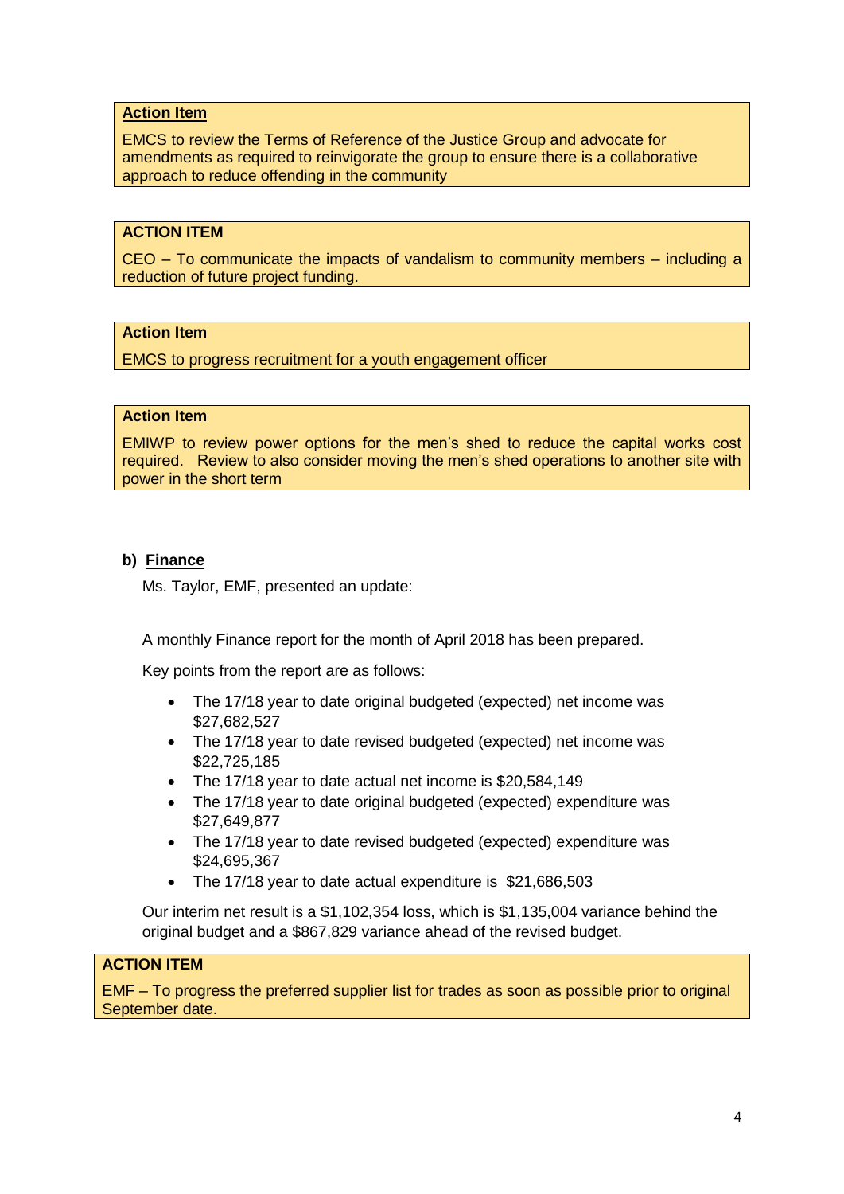**Action Item**

EMCS to review the Terms of Reference of the Justice Group and advocate for amendments as required to reinvigorate the group to ensure there is a collaborative approach to reduce offending in the community

**ACTION ITEM**

CEO – To communicate the impacts of vandalism to community members – including a reduction of future project funding.

**Action Item**

EMCS to progress recruitment for a youth engagement officer

**Action Item**

EMIWP to review power options for the men's shed to reduce the capital works cost required. Review to also consider moving the men's shed operations to another site with power in the short term

**b) Finance**

Ms. Taylor, EMF, presented an update:

A monthly Finance report for the month of April 2018 has been prepared.

Key points from the report are as follows:

- The 17/18 year to date original budgeted (expected) net income was $27,682,527
- The 17/18 year to date revised budgeted (expected) net income was $22,725,185
- The 17/18 year to date actual net income is $20,584,149
- The 17/18 year to date original budgeted (expected) expenditure was $27,649,877
- The 17/18 year to date revised budgeted (expected) expenditure was $24,695,367
- The 17/18 year to date actual expenditure is $21,686,503

Our interim net result is a $1,102,354 loss, which is $1,135,004 variance behind the original budget and a $867,829 variance ahead of the revised budget.

**ACTION ITEM**

EMF – To progress the preferred supplier list for trades as soon as possible prior to original September date.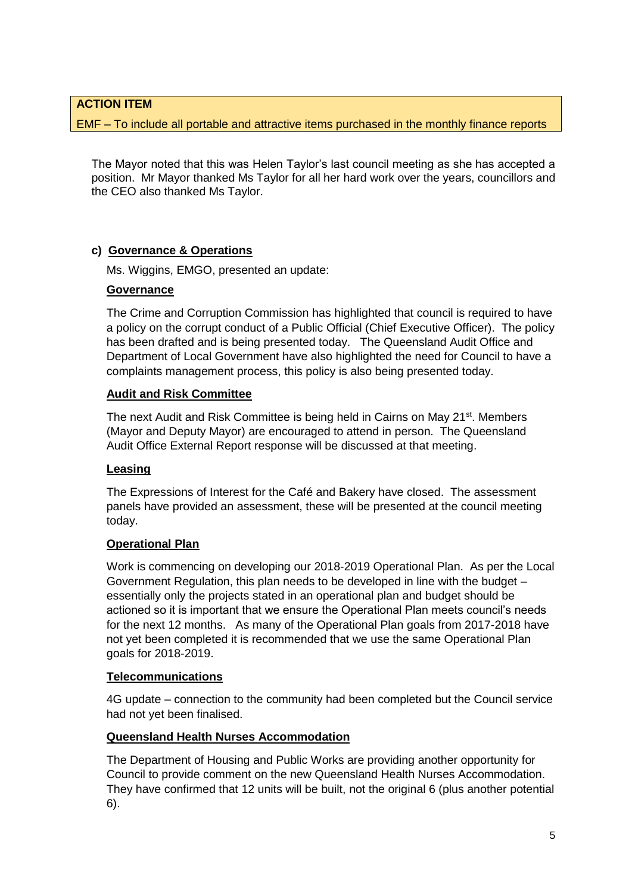**ACTION ITEM**

EMF – To include all portable and attractive items purchased in the monthly finance reports

The Mayor noted that this was Helen Taylor's last council meeting as she has accepted a position. Mr Mayor thanked Ms Taylor for all her hard work over the years, councillors and the CEO also thanked Ms Taylor.

**c) Governance & Operations**

Ms. Wiggins, EMGO, presented an update:

**Governance**

The Crime and Corruption Commission has highlighted that council is required to have a policy on the corrupt conduct of a Public Official (Chief Executive Officer). The policy has been drafted and is being presented today. The Queensland Audit Office and Department of Local Government have also highlighted the need for Council to have a complaints management process, this policy is also being presented today.

**Audit and Risk Committee**

The next Audit and Risk Committee is being held in Cairns on May 21st. Members (Mayor and Deputy Mayor) are encouraged to attend in person. The Queensland Audit Office External Report response will be discussed at that meeting.

**Leasing**

The Expressions of Interest for the Café and Bakery have closed. The assessment panels have provided an assessment, these will be presented at the council meeting today.

**Operational Plan**

Work is commencing on developing our 2018-2019 Operational Plan. As per the Local Government Regulation, this plan needs to be developed in line with the budget – essentially only the projects stated in an operational plan and budget should be actioned so it is important that we ensure the Operational Plan meets council's needs for the next 12 months. As many of the Operational Plan goals from 2017-2018 have not yet been completed it is recommended that we use the same Operational Plan goals for 2018-2019.

**Telecommunications**

4G update – connection to the community had been completed but the Council service had not yet been finalised.

**Queensland Health Nurses Accommodation**

The Department of Housing and Public Works are providing another opportunity for Council to provide comment on the new Queensland Health Nurses Accommodation. They have confirmed that 12 units will be built, not the original 6 (plus another potential 6).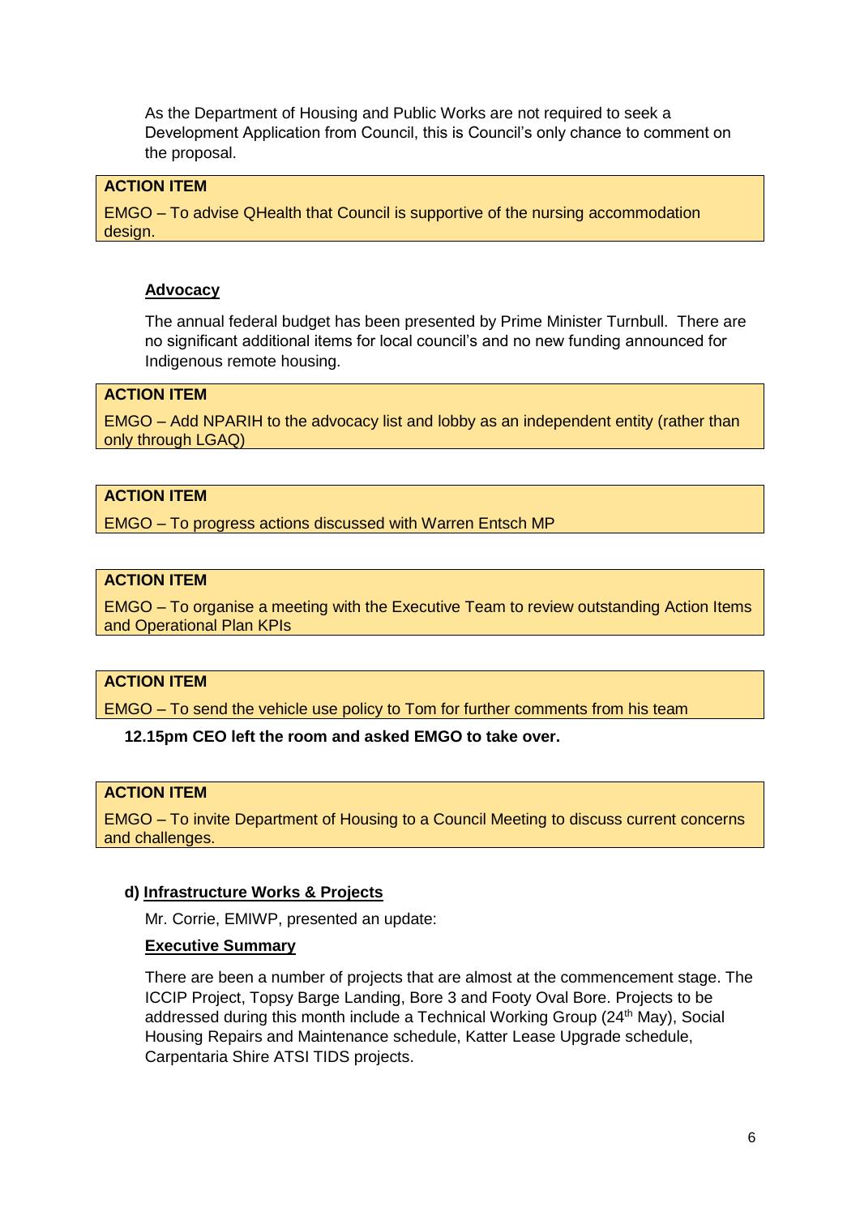As the Department of Housing and Public Works are not required to seek a Development Application from Council, this is Council's only chance to comment on the proposal.

> **ACTION ITEM**
>
> EMGO – To advise QHealth that Council is supportive of the nursing accommodation design.

**Advocacy**

The annual federal budget has been presented by Prime Minister Turnbull. There are no significant additional items for local council's and no new funding announced for Indigenous remote housing.

> **ACTION ITEM**
>
> EMGO – Add NPARIH to the advocacy list and lobby as an independent entity (rather than only through LGAQ)

> **ACTION ITEM**
>
> EMGO – To progress actions discussed with Warren Entsch MP

> **ACTION ITEM**
>
> EMGO – To organise a meeting with the Executive Team to review outstanding Action Items and Operational Plan KPIs

> **ACTION ITEM**
>
> EMGO – To send the vehicle use policy to Tom for further comments from his team

**12.15pm CEO left the room and asked EMGO to take over.**

> **ACTION ITEM**
>
> EMGO – To invite Department of Housing to a Council Meeting to discuss current concerns and challenges.

### d) Infrastructure Works & Projects

Mr. Corrie, EMIWP, presented an update:

**Executive Summary**

There are been a number of projects that are almost at the commencement stage. The ICCIP Project, Topsy Barge Landing, Bore 3 and Footy Oval Bore. Projects to be addressed during this month include a Technical Working Group (24th May), Social Housing Repairs and Maintenance schedule, Katter Lease Upgrade schedule, Carpentaria Shire ATSI TIDS projects.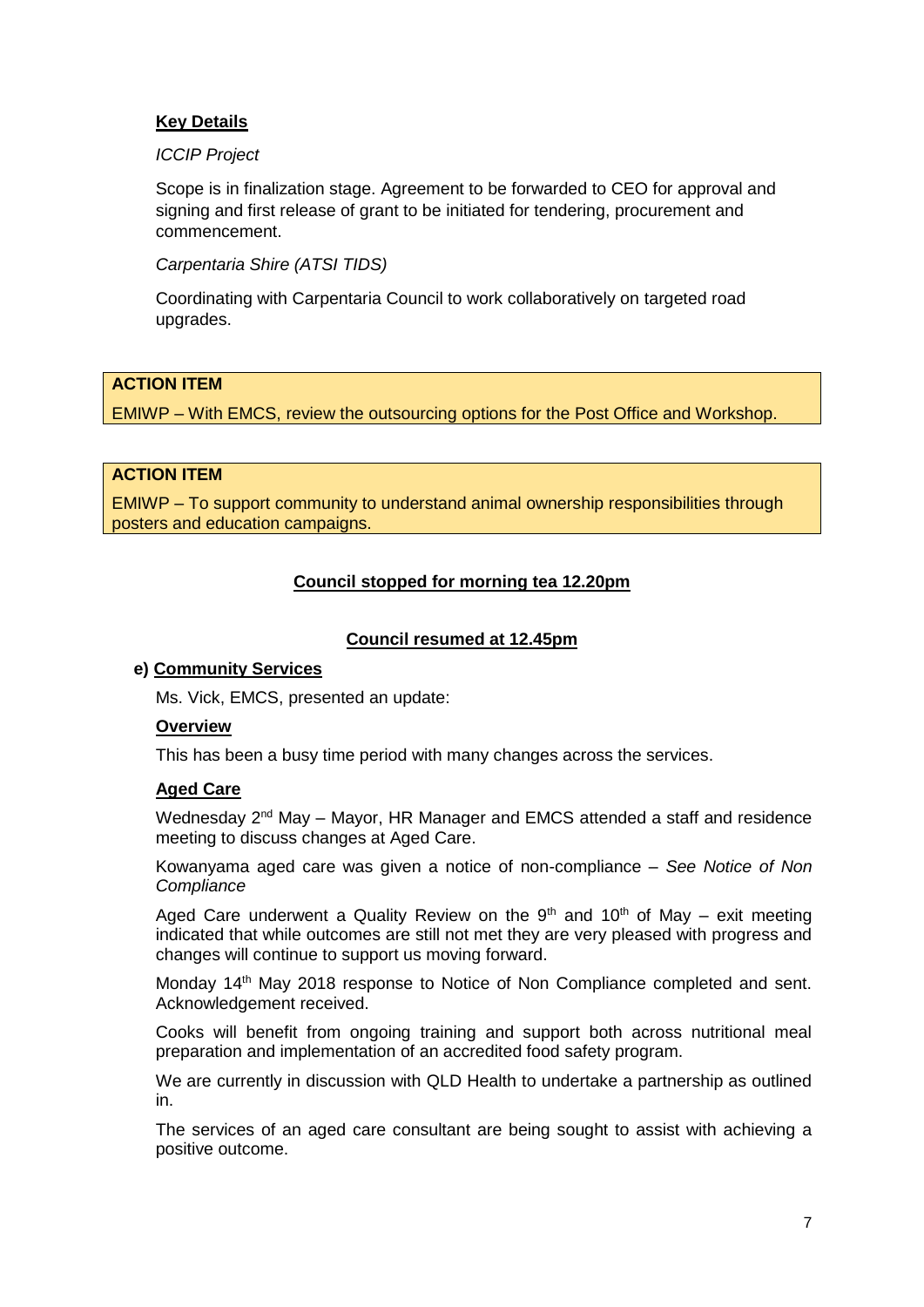**Key Details**

*ICCIP Project*

Scope is in finalization stage. Agreement to be forwarded to CEO for approval and signing and first release of grant to be initiated for tendering, procurement and commencement.

*Carpentaria Shire (ATSI TIDS)*

Coordinating with Carpentaria Council to work collaboratively on targeted road upgrades.

| **ACTION ITEM** |
|---|
| EMIWP – With EMCS, review the outsourcing options for the Post Office and Workshop. |

| **ACTION ITEM** |
|---|
| EMIWP – To support community to understand animal ownership responsibilities through posters and education campaigns. |

**Council stopped for morning tea 12.20pm**

**Council resumed at 12.45pm**

**e) Community Services**

Ms. Vick, EMCS, presented an update:

**Overview**

This has been a busy time period with many changes across the services.

**Aged Care**

Wednesday 2nd May – Mayor, HR Manager and EMCS attended a staff and residence meeting to discuss changes at Aged Care.

Kowanyama aged care was given a notice of non-compliance – *See Notice of Non Compliance*

Aged Care underwent a Quality Review on the 9th and 10th of May – exit meeting indicated that while outcomes are still not met they are very pleased with progress and changes will continue to support us moving forward.

Monday 14th May 2018 response to Notice of Non Compliance completed and sent. Acknowledgement received.

Cooks will benefit from ongoing training and support both across nutritional meal preparation and implementation of an accredited food safety program.

We are currently in discussion with QLD Health to undertake a partnership as outlined in.

The services of an aged care consultant are being sought to assist with achieving a positive outcome.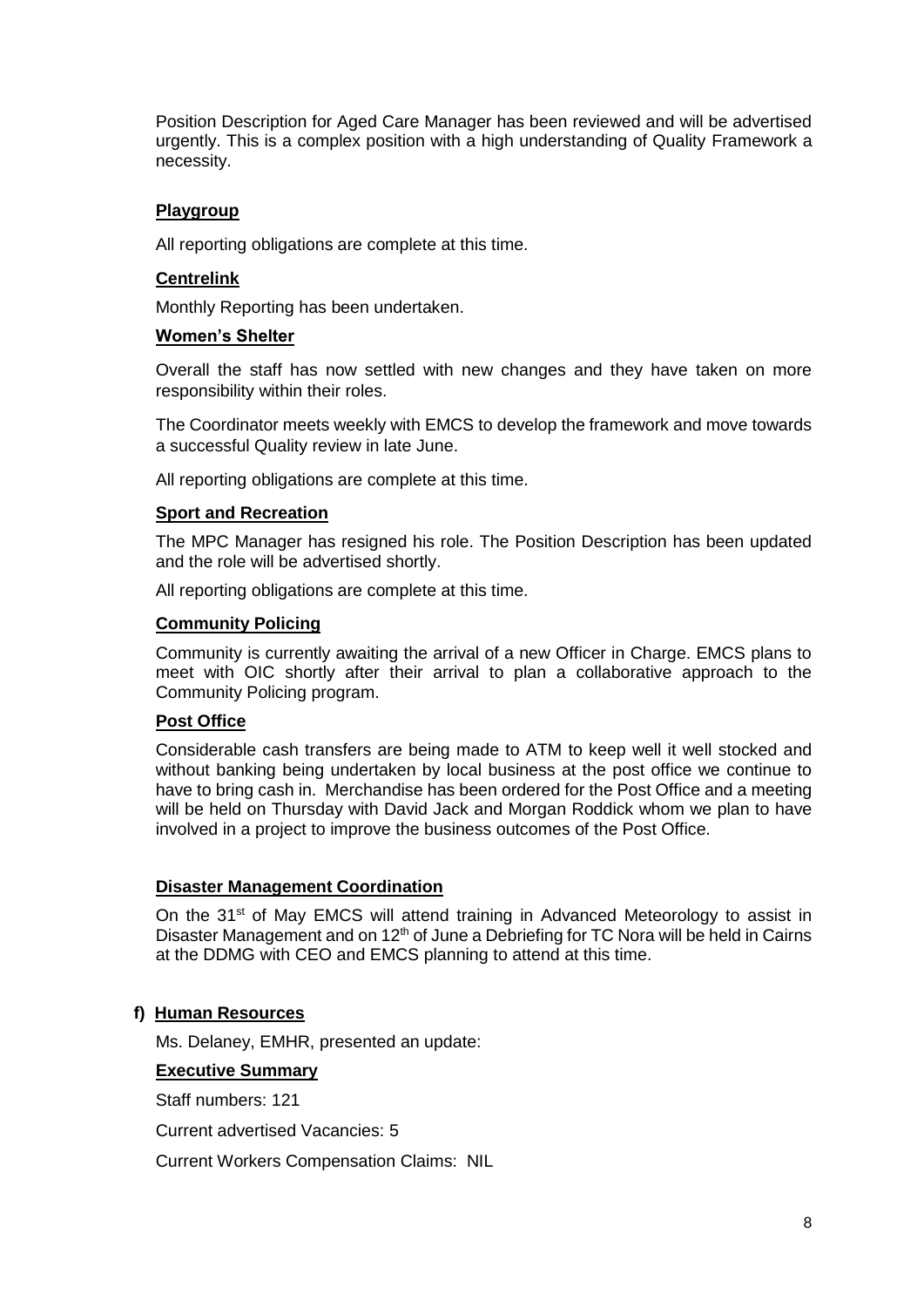Position Description for Aged Care Manager has been reviewed and will be advertised urgently. This is a complex position with a high understanding of Quality Framework a necessity.

**Playgroup**

All reporting obligations are complete at this time.

**Centrelink**

Monthly Reporting has been undertaken.

**Women's Shelter**

Overall the staff has now settled with new changes and they have taken on more responsibility within their roles.

The Coordinator meets weekly with EMCS to develop the framework and move towards a successful Quality review in late June.

All reporting obligations are complete at this time.

**Sport and Recreation**

The MPC Manager has resigned his role. The Position Description has been updated and the role will be advertised shortly.

All reporting obligations are complete at this time.

**Community Policing**

Community is currently awaiting the arrival of a new Officer in Charge. EMCS plans to meet with OIC shortly after their arrival to plan a collaborative approach to the Community Policing program.

**Post Office**

Considerable cash transfers are being made to ATM to keep well it well stocked and without banking being undertaken by local business at the post office we continue to have to bring cash in. Merchandise has been ordered for the Post Office and a meeting will be held on Thursday with David Jack and Morgan Roddick whom we plan to have involved in a project to improve the business outcomes of the Post Office.

**Disaster Management Coordination**

On the 31st of May EMCS will attend training in Advanced Meteorology to assist in Disaster Management and on 12th of June a Debriefing for TC Nora will be held in Cairns at the DDMG with CEO and EMCS planning to attend at this time.

## f) Human Resources

Ms. Delaney, EMHR, presented an update:

**Executive Summary**

Staff numbers: 121

Current advertised Vacancies: 5

Current Workers Compensation Claims: NIL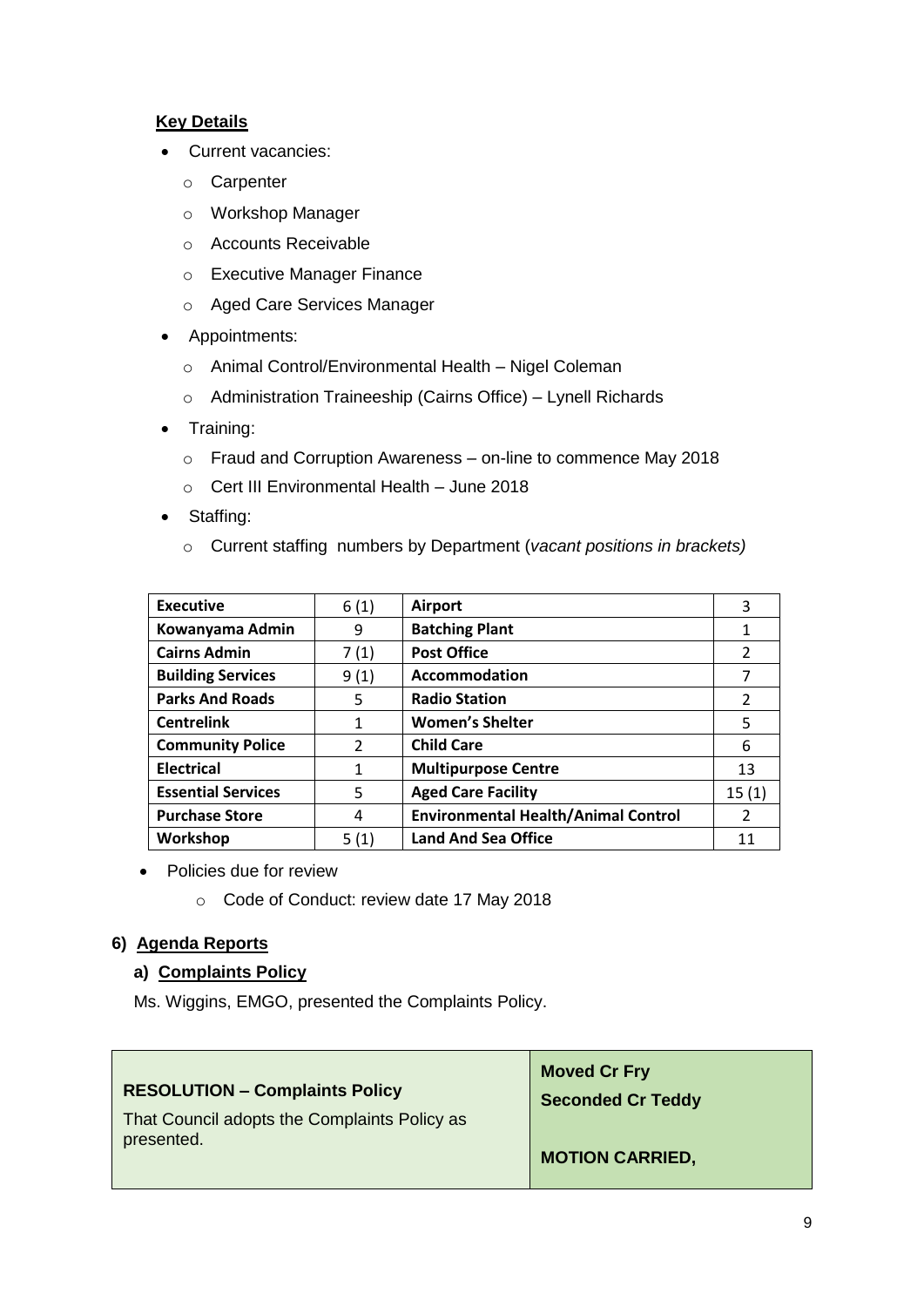**Key Details**

- Current vacancies:
  - Carpenter
  - Workshop Manager
  - Accounts Receivable
  - Executive Manager Finance
  - Aged Care Services Manager
- Appointments:
  - Animal Control/Environmental Health – Nigel Coleman
  - Administration Traineeship (Cairns Office) – Lynell Richards
- Training:
  - Fraud and Corruption Awareness – on-line to commence May 2018
  - Cert III Environmental Health – June 2018
- Staffing:
  - Current staffing numbers by Department (*vacant positions in brackets)*

| Executive | 6 (1) | Airport | 3 |
|---|---|---|---|
| Kowanyama Admin | 9 | Batching Plant | 1 |
| Cairns Admin | 7 (1) | Post Office | 2 |
| Building Services | 9 (1) | Accommodation | 7 |
| Parks And Roads | 5 | Radio Station | 2 |
| Centrelink | 1 | Women's Shelter | 5 |
| Community Police | 2 | Child Care | 6 |
| Electrical | 1 | Multipurpose Centre | 13 |
| Essential Services | 5 | Aged Care Facility | 15 (1) |
| Purchase Store | 4 | Environmental Health/Animal Control | 2 |
| Workshop | 5 (1) | Land And Sea Office | 11 |

- Policies due for review
  - Code of Conduct: review date 17 May 2018

## 6) Agenda Reports

### a) Complaints Policy

Ms. Wiggins, EMGO, presented the Complaints Policy.

| **RESOLUTION – Complaints Policy**<br>That Council adopts the Complaints Policy as presented. | **Moved Cr Fry**<br>**Seconded Cr Teddy**<br><br>**MOTION CARRIED,** |
|---|---|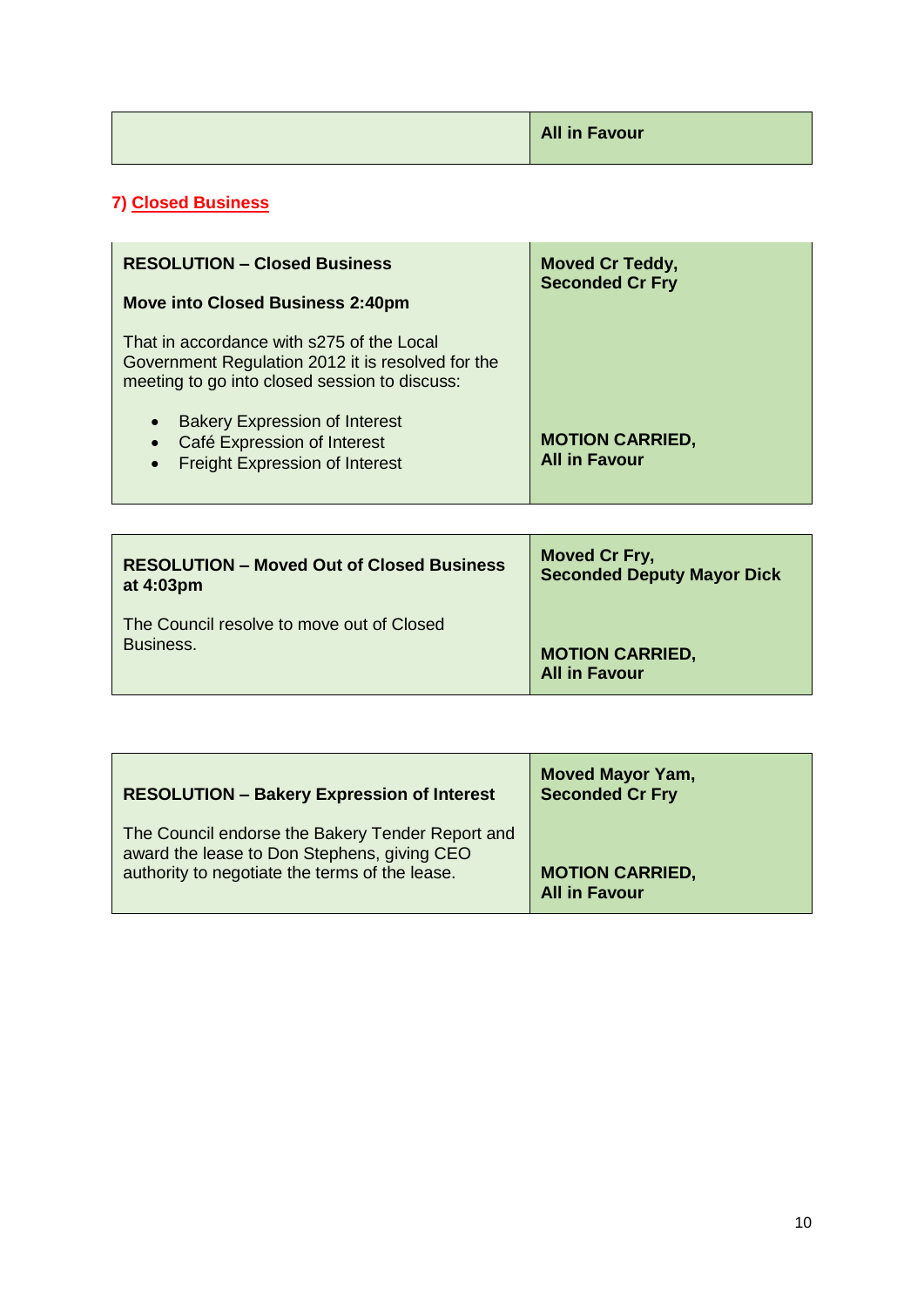| | All in Favour |
|---|---|

## 7) Closed Business

| RESOLUTION – Closed Business<br><br>**Move into Closed Business 2:40pm**<br><br>That in accordance with s275 of the Local Government Regulation 2012 it is resolved for the meeting to go into closed session to discuss:<br><br>• Bakery Expression of Interest<br>• Café Expression of Interest<br>• Freight Expression of Interest | **Moved Cr Teddy, Seconded Cr Fry**<br><br>**MOTION CARRIED, All in Favour** |
|---|---|

| RESOLUTION – Moved Out of Closed Business at 4:03pm<br><br>The Council resolve to move out of Closed Business. | **Moved Cr Fry, Seconded Deputy Mayor Dick**<br><br>**MOTION CARRIED, All in Favour** |
|---|---|

| RESOLUTION – Bakery Expression of Interest<br><br>The Council endorse the Bakery Tender Report and award the lease to Don Stephens, giving CEO authority to negotiate the terms of the lease. | **Moved Mayor Yam, Seconded Cr Fry**<br><br>**MOTION CARRIED, All in Favour** |
|---|---|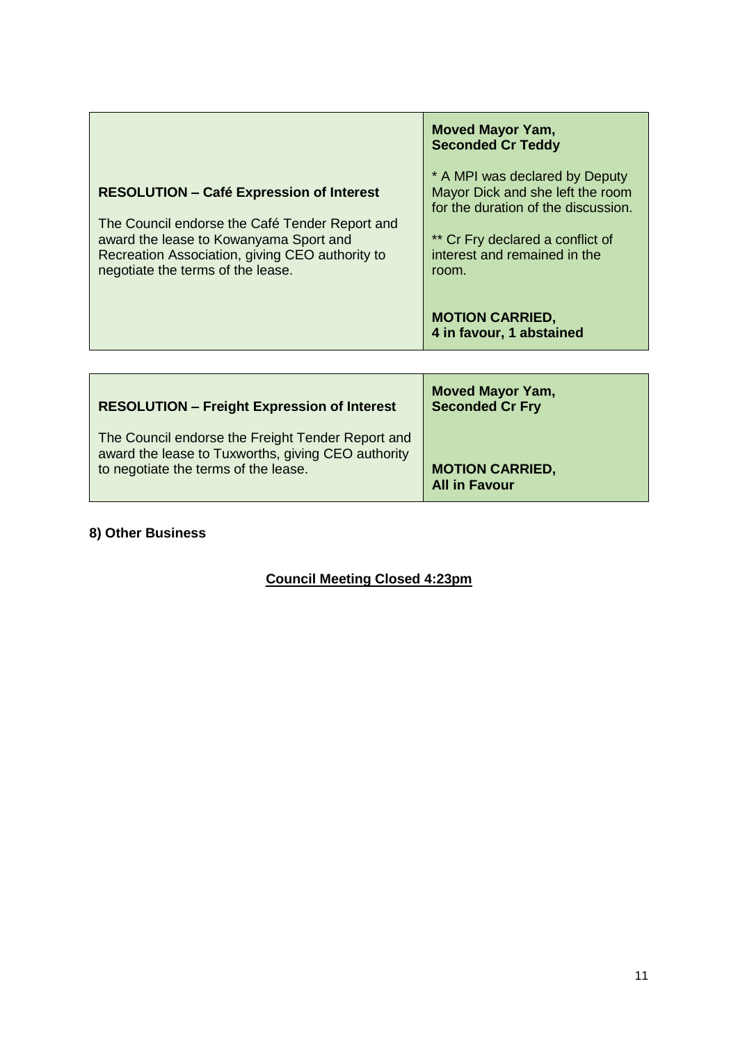| | |
|---|---|
| **RESOLUTION – Café Expression of Interest**<br><br>The Council endorse the Café Tender Report and award the lease to Kowanyama Sport and Recreation Association, giving CEO authority to negotiate the terms of the lease. | **Moved Mayor Yam, Seconded Cr Teddy**<br><br>* A MPI was declared by Deputy Mayor Dick and she left the room for the duration of the discussion.<br><br>** Cr Fry declared a conflict of interest and remained in the room.<br><br>**MOTION CARRIED, 4 in favour, 1 abstained** |

| | |
|---|---|
| **RESOLUTION – Freight Expression of Interest**<br><br>The Council endorse the Freight Tender Report and award the lease to Tuxworths, giving CEO authority to negotiate the terms of the lease. | **Moved Mayor Yam, Seconded Cr Fry**<br><br>**MOTION CARRIED, All in Favour** |

**8) Other Business**

**Council Meeting Closed 4:23pm**